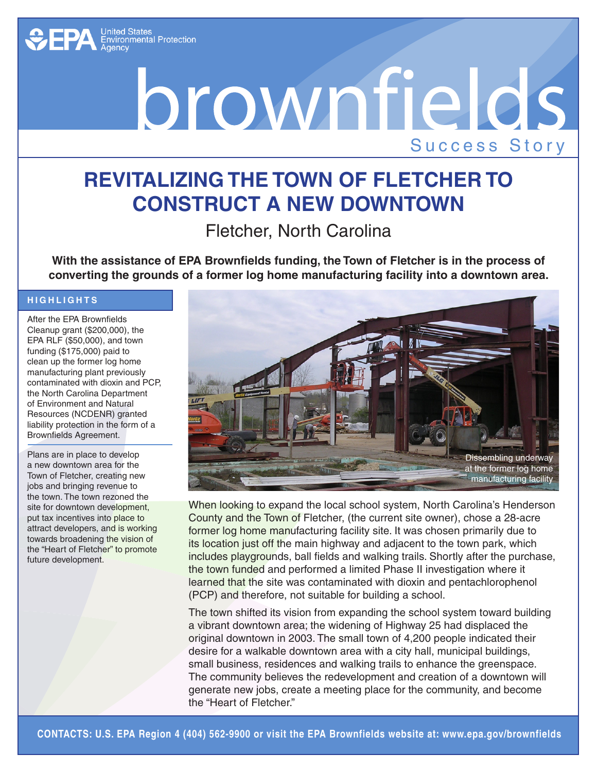EPA United States Environmental Protection Agency

# brownfields

Success Story

## REVITALIZING THE TOWN OF FLETCHER TO CONSTRUCT A NEW DOWNTOWN

### Fletcher, North Carolina

**With the assistance of EPA Brownfields funding, the Town of Fletcher is in the process of converting the grounds of a former log home manufacturing facility into a downtown area.**

### HIGHLIGHTS

After the EPA Brownfields Cleanup grant ($200,000), the EPA RLF ($50,000), and town funding ($175,000) paid to clean up the former log home manufacturing plant previously contaminated with dioxin and PCP, the North Carolina Department of Environment and Natural Resources (NCDENR) granted liability protection in the form of a Brownfields Agreement.

Plans are in place to develop a new downtown area for the Town of Fletcher, creating new jobs and bringing revenue to the town. The town rezoned the site for downtown development, put tax incentives into place to attract developers, and is working towards broadening the vision of the "Heart of Fletcher" to promote future development.

Dissembling underway at the former log home manufacturing facility

When looking to expand the local school system, North Carolina's Henderson County and the Town of Fletcher, (the current site owner), chose a 28-acre former log home manufacturing facility site. It was chosen primarily due to its location just off the main highway and adjacent to the town park, which includes playgrounds, ball fields and walking trails. Shortly after the purchase, the town funded and performed a limited Phase II investigation where it learned that the site was contaminated with dioxin and pentachlorophenol (PCP) and therefore, not suitable for building a school.

The town shifted its vision from expanding the school system toward building a vibrant downtown area; the widening of Highway 25 had displaced the original downtown in 2003. The small town of 4,200 people indicated their desire for a walkable downtown area with a city hall, municipal buildings, small business, residences and walking trails to enhance the greenspace. The community believes the redevelopment and creation of a downtown will generate new jobs, create a meeting place for the community, and become the "Heart of Fletcher."

**CONTACTS: U.S. EPA Region 4 (404) 562-9900 or visit the EPA Brownfields website at: www.epa.gov/brownfields**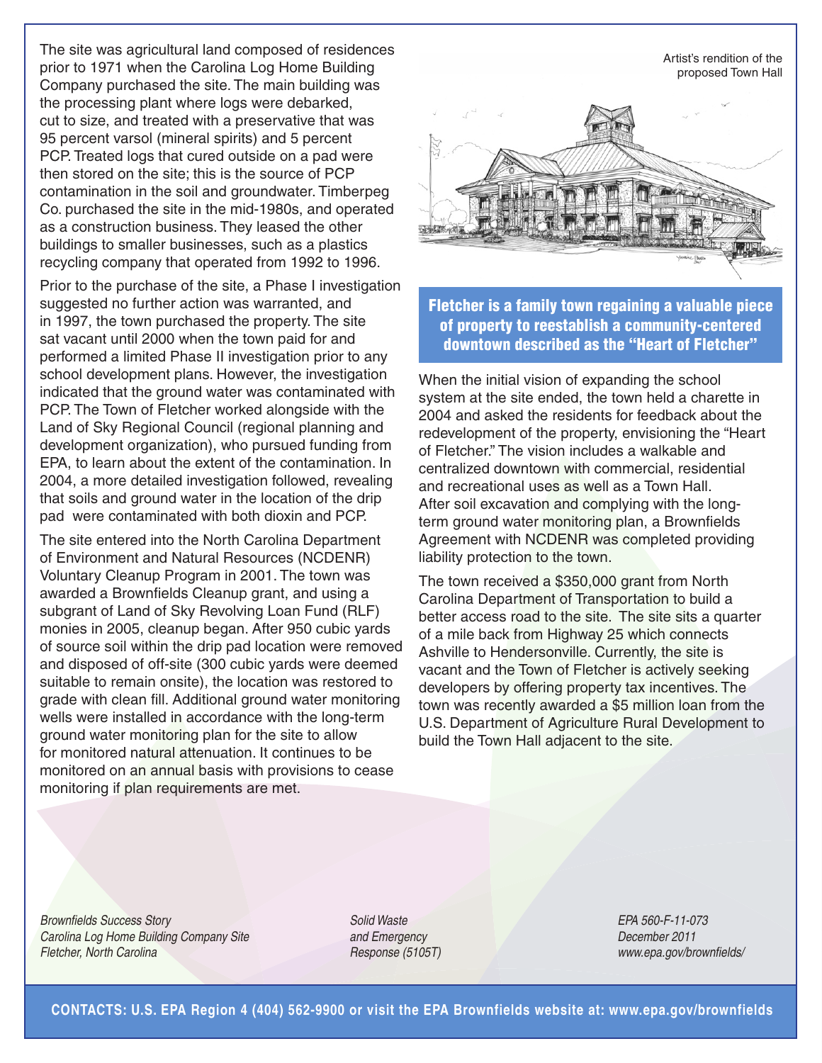The site was agricultural land composed of residences prior to 1971 when the Carolina Log Home Building Company purchased the site. The main building was the processing plant where logs were debarked, cut to size, and treated with a preservative that was 95 percent varsol (mineral spirits) and 5 percent PCP. Treated logs that cured outside on a pad were then stored on the site; this is the source of PCP contamination in the soil and groundwater. Timberpeg Co. purchased the site in the mid-1980s, and operated as a construction business. They leased the other buildings to smaller businesses, such as a plastics recycling company that operated from 1992 to 1996.

Prior to the purchase of the site, a Phase I investigation suggested no further action was warranted, and in 1997, the town purchased the property. The site sat vacant until 2000 when the town paid for and performed a limited Phase II investigation prior to any school development plans. However, the investigation indicated that the ground water was contaminated with PCP. The Town of Fletcher worked alongside with the Land of Sky Regional Council (regional planning and development organization), who pursued funding from EPA, to learn about the extent of the contamination. In 2004, a more detailed investigation followed, revealing that soils and ground water in the location of the drip pad were contaminated with both dioxin and PCP.

The site entered into the North Carolina Department of Environment and Natural Resources (NCDENR) Voluntary Cleanup Program in 2001. The town was awarded a Brownfields Cleanup grant, and using a subgrant of Land of Sky Revolving Loan Fund (RLF) monies in 2005, cleanup began. After 950 cubic yards of source soil within the drip pad location were removed and disposed of off-site (300 cubic yards were deemed suitable to remain onsite), the location was restored to grade with clean fill. Additional ground water monitoring wells were installed in accordance with the long-term ground water monitoring plan for the site to allow for monitored natural attenuation. It continues to be monitored on an annual basis with provisions to cease monitoring if plan requirements are met.

Artist's rendition of the proposed Town Hall

**Fletcher is a family town regaining a valuable piece of property to reestablish a community-centered downtown described as the "Heart of Fletcher"**

When the initial vision of expanding the school system at the site ended, the town held a charette in 2004 and asked the residents for feedback about the redevelopment of the property, envisioning the "Heart of Fletcher." The vision includes a walkable and centralized downtown with commercial, residential and recreational uses as well as a Town Hall. After soil excavation and complying with the long-term ground water monitoring plan, a Brownfields Agreement with NCDENR was completed providing liability protection to the town.

The town received a $350,000 grant from North Carolina Department of Transportation to build a better access road to the site. The site sits a quarter of a mile back from Highway 25 which connects Ashville to Hendersonville. Currently, the site is vacant and the Town of Fletcher is actively seeking developers by offering property tax incentives. The town was recently awarded a $5 million loan from the U.S. Department of Agriculture Rural Development to build the Town Hall adjacent to the site.

*Brownfields Success Story*
*Carolina Log Home Building Company Site*
*Fletcher, North Carolina*

*Solid Waste*
*and Emergency*
*Response (5105T)*

*EPA 560-F-11-073*
*December 2011*
*www.epa.gov/brownfields/*

**CONTACTS: U.S. EPA Region 4 (404) 562-9900 or visit the EPA Brownfields website at: www.epa.gov/brownfields**